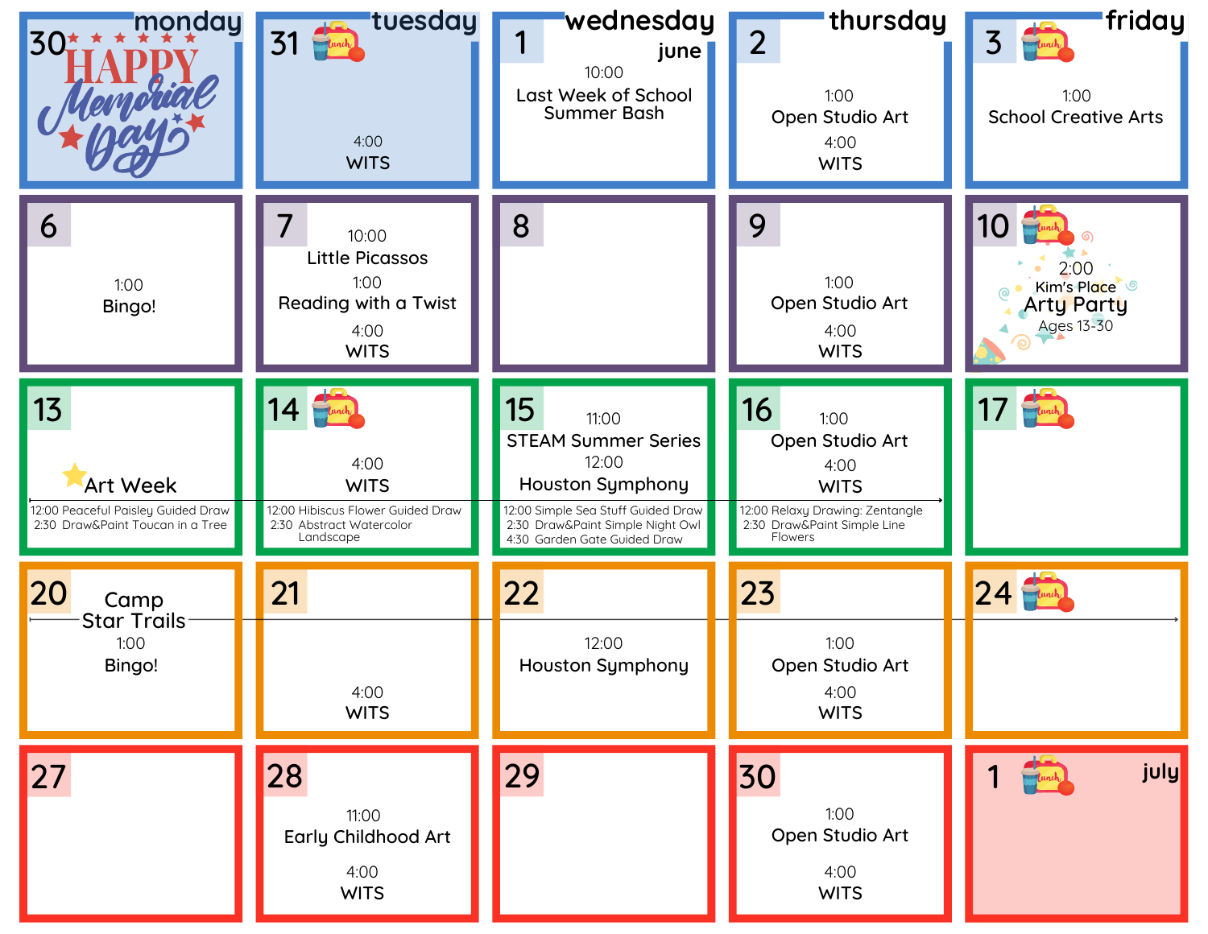| monday | tuesday | wednesday | thursday | friday |
|---|---|---|---|---|
| 30 HAPPY Memorial Day | 31 lunch<br>4:00<br>WITS | 1 june<br>10:00<br>Last Week of School Summer Bash | 2<br>1:00<br>Open Studio Art<br>4:00<br>WITS | 3 lunch<br>1:00<br>School Creative Arts |
| 6<br>1:00<br>Bingo! | 7<br>10:00<br>Little Picassos<br>1:00<br>Reading with a Twist<br>4:00<br>WITS | 8 | 9<br>1:00<br>Open Studio Art<br>4:00<br>WITS | 10 lunch<br>2:00<br>Kim's Place<br>Arty Party<br>Ages 13-30 |
| 13<br>Art Week<br>12:00 Peaceful Paisley Guided Draw<br>2:30 Draw&Paint Toucan in a Tree | 14 lunch<br>4:00<br>WITS<br>12:00 Hibiscus Flower Guided Draw<br>2:30 Abstract Watercolor Landscape | 15<br>11:00<br>STEAM Summer Series<br>12:00<br>Houston Symphony<br>12:00 Simple Sea Stuff Guided Draw<br>2:30 Draw&Paint Simple Night Owl<br>4:30 Garden Gate Guided Draw | 16<br>1:00<br>Open Studio Art<br>4:00<br>WITS<br>12:00 Relaxy Drawing: Zentangle<br>2:30 Draw&Paint Simple Line Flowers | 17 lunch |
| 20<br>Camp Star Trails<br>1:00<br>Bingo! | 21<br>4:00<br>WITS | 22<br>12:00<br>Houston Symphony | 23<br>1:00<br>Open Studio Art<br>4:00<br>WITS | 24 lunch |
| 27 | 28<br>11:00<br>Early Childhood Art<br>4:00<br>WITS | 29 | 30<br>1:00<br>Open Studio Art<br>4:00<br>WITS | 1 july lunch |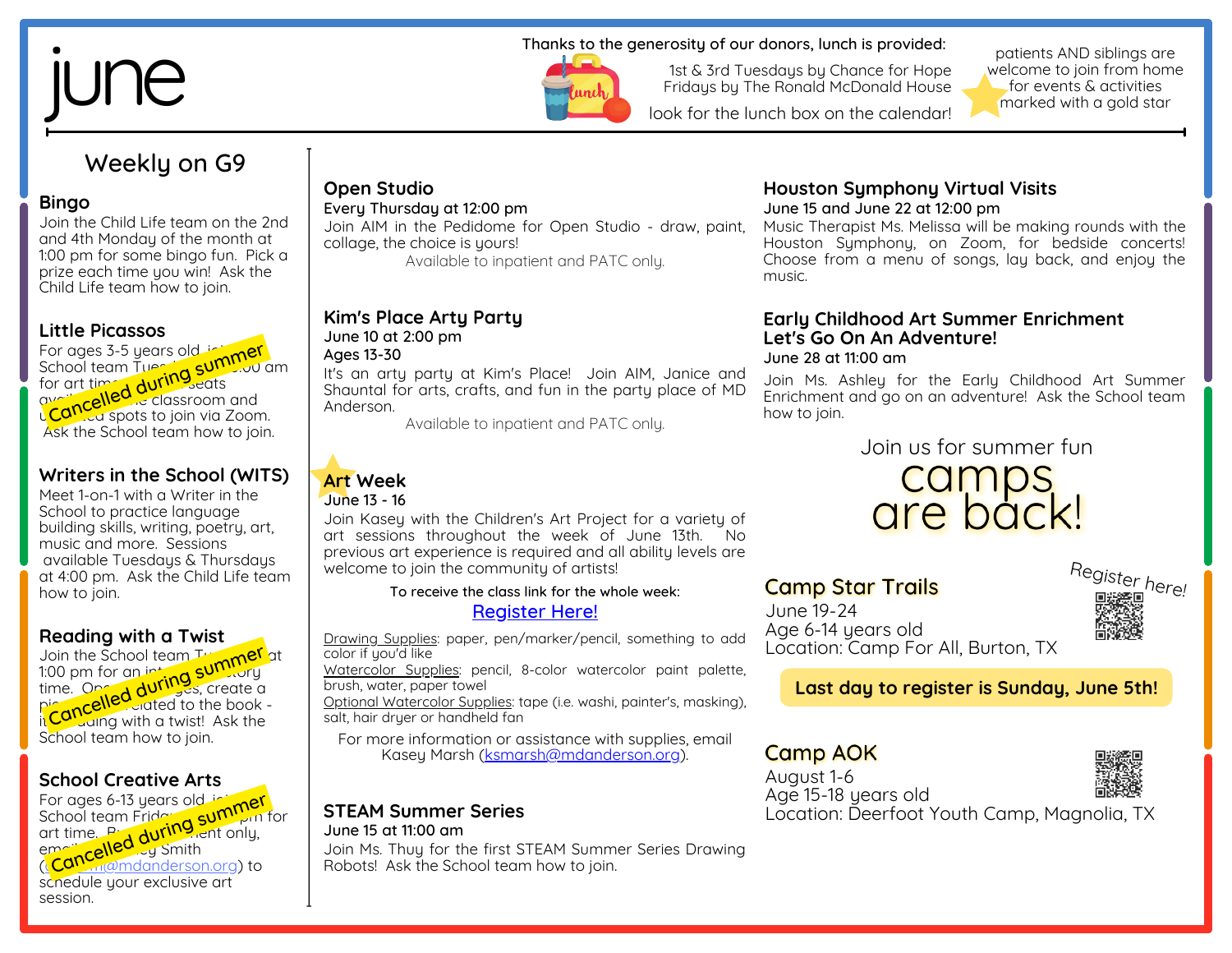# june

Thanks to the generosity of our donors, lunch is provided:

1st & 3rd Tuesdays by Chance for Hope
Fridays by The Ronald McDonald House
look for the lunch box on the calendar!

patients AND siblings are welcome to join from home for events & activities marked with a gold star

## Weekly on G9

### Bingo

Join the Child Life team on the 2nd and 4th Monday of the month at 1:00 pm for some bingo fun. Pick a prize each time you win! Ask the Child Life team how to join.

### Little Picassos

*Cancelled during summer*

For ages 3-5 years old, join the School team Tuesdays at 10:00 am for art time. Limited seats available in the classroom and unlimited spots to join via Zoom. Ask the School team how to join.

### Writers in the School (WITS)

Meet 1-on-1 with a Writer in the School to practice language building skills, writing, poetry, art, music and more. Sessions available Tuesdays & Thursdays at 4:00 pm. Ask the Child Life team how to join.

### Reading with a Twist

*Cancelled during summer*

Join the School team Tuesdays at 1:00 pm for an interactive story time. Once done, ages, create a piece related to the book - it's reading with a twist! Ask the School team how to join.

### School Creative Arts

*Cancelled during summer*

For ages 6-13 years old, join the School team Fridays at ... pm for art time. B... ent only, email ...ey Smith (...@mdanderson.org) to schedule your exclusive art session.

### Open Studio

**Every Thursday at 12:00 pm**

Join AIM in the Pedidome for Open Studio - draw, paint, collage, the choice is yours!

Available to inpatient and PATC only.

### Kim's Place Arty Party

**June 10 at 2:00 pm**
**Ages 13-30**

It's an arty party at Kim's Place! Join AIM, Janice and Shauntal for arts, crafts, and fun in the party place of MD Anderson.

Available to inpatient and PATC only.

### Art Week ★

**June 13 - 16**

Join Kasey with the Children's Art Project for a variety of art sessions throughout the week of June 13th. No previous art experience is required and all ability levels are welcome to join the community of artists!

To receive the class link for the whole week:

Register Here!

Drawing Supplies: paper, pen/marker/pencil, something to add color if you'd like
Watercolor Supplies: pencil, 8-color watercolor paint palette, brush, water, paper towel
Optional Watercolor Supplies: tape (i.e. washi, painter's, masking), salt, hair dryer or handheld fan

For more information or assistance with supplies, email Kasey Marsh (ksmarsh@mdanderson.org).

### STEAM Summer Series

**June 15 at 11:00 am**

Join Ms. Thuy for the first STEAM Summer Series Drawing Robots! Ask the School team how to join.

### Houston Symphony Virtual Visits

**June 15 and June 22 at 12:00 pm**

Music Therapist Ms. Melissa will be making rounds with the Houston Symphony, on Zoom, for bedside concerts! Choose from a menu of songs, lay back, and enjoy the music.

### Early Childhood Art Summer Enrichment
### Let's Go On An Adventure!

**June 28 at 11:00 am**

Join Ms. Ashley for the Early Childhood Art Summer Enrichment and go on an adventure! Ask the School team how to join.

Join us for summer fun

## camps are back!

Register here!

### Camp Star Trails

June 19-24
Age 6-14 years old
Location: Camp For All, Burton, TX

**Last day to register is Sunday, June 5th!**

### Camp AOK

August 1-6
Age 15-18 years old
Location: Deerfoot Youth Camp, Magnolia, TX